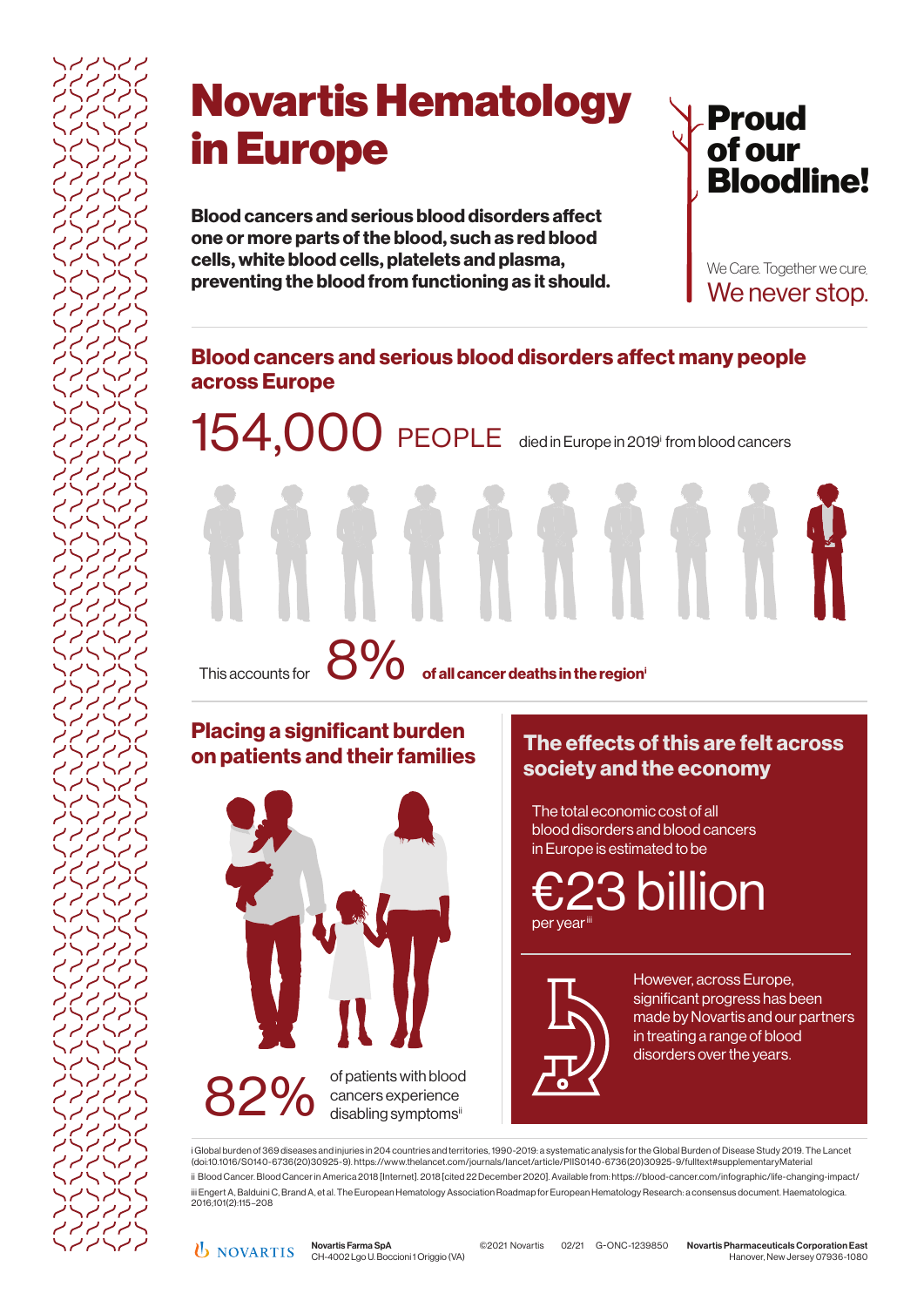# Novartis Hematology in Europe

**Blood cancers and serious blood disorders affect one or more parts of the blood, such as red blood cells, white blood cells, platelets and plasma, preventing the blood from functioning as it should.**

## Proud of our Bloodline!

We Care. Together we cure.

We never stop.

## Blood cancers and serious blood disorders affect many people across Europe

154,000 PEOPLE died in Europe in 2019[i] from blood cancers

This accounts for 8% **of all cancer deaths in the region**[i]

## Placing a significant burden on patients and their families

82% of patients with blood cancers experience disabling symptoms[ii]

## The effects of this are felt across society and the economy

The total economic cost of all blood disorders and blood cancers in Europe is estimated to be

€23 billion per year[iii]

However, across Europe, significant progress has been made by Novartis and our partners in treating a range of blood disorders over the years.

i Global burden of 369 diseases and injuries in 204 countries and territories, 1990-2019: a systematic analysis for the Global Burden of Disease Study 2019. The Lancet (doi:10.1016/S0140-6736(20)30925-9). https://www.thelancet.com/journals/lancet/article/PIIS0140-6736(20)30925-9/fulltext#supplementaryMaterial

ii Blood Cancer. Blood Cancer in America 2018 [Internet]. 2018 [cited 22 December 2020]. Available from: https://blood-cancer.com/infographic/life-changing-impact/

iii Engert A, Balduini C, Brand A, et al. The European Hematology Association Roadmap for European Hematology Research: a consensus document. Haematologica. 2016;101(2):115–208

NOVARTIS

Novartis Farma SpA
CH-4002 Lgo U. Boccioni 1 Origgio (VA)

©2021 Novartis 02/21 G-ONC-1239850

Novartis Pharmaceuticals Corporation East
Hanover, New Jersey 07936-1080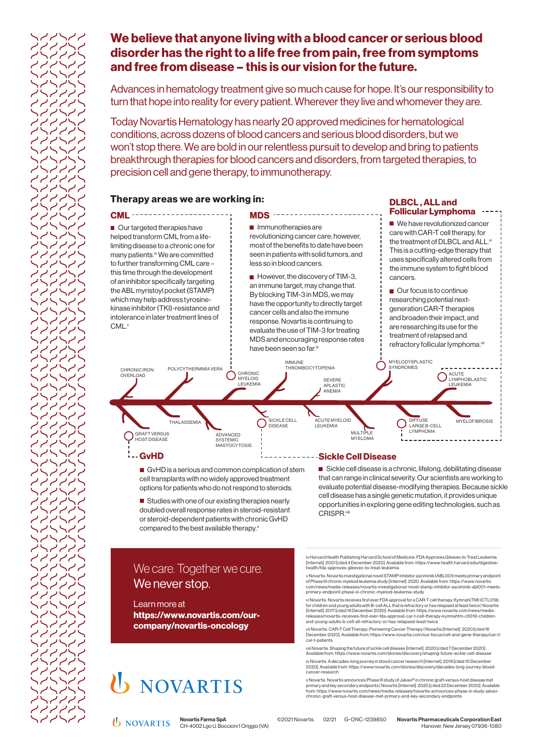## We believe that anyone living with a blood cancer or serious blood disorder has the right to a life free from pain, free from symptoms and free from disease – this is our vision for the future.

Advances in hematology treatment give so much cause for hope. It's our responsibility to turn that hope into reality for every patient. Wherever they live and whomever they are.

Today Novartis Hematology has nearly 20 approved medicines for hematological conditions, across dozens of blood cancers and serious blood disorders, but we won't stop there. We are bold in our relentless pursuit to develop and bring to patients breakthrough therapies for blood cancers and disorders, from targeted therapies, to precision cell and gene therapy, to immunotherapy.

### Therapy areas we are working in:

#### CML

- Our targeted therapies have helped transform CML from a life-limiting disease to a chronic one for many patients.[iv] We are committed to further transforming CML care – this time through the development of an inhibitor specifically targeting the ABL myristoyl pocket (STAMP) which may help address tyrosine-kinase inhibitor (TKI)-resistance and intolerance in later treatment lines of CML.[v]

#### MDS

- Immunotherapies are revolutionizing cancer care; however, most of the benefits to date have been seen in patients with solid tumors, and less so in blood cancers.
- However, the discovery of TIM-3, an immune target, may change that. By blocking TIM-3 in MDS, we may have the opportunity to directly target cancer cells and also the immune response. Novartis is continuing to evaluate the use of TIM-3 for treating MDS and encouraging response rates have been seen so far.[ix]

#### DLBCL, ALL and Follicular Lymphoma

- We have revolutionized cancer care with CAR-T cell therapy, for the treatment of DLBCL and ALL.[vi] This is a cutting-edge therapy that uses specifically altered cells from the immune system to fight blood cancers.
- Our focus is to continue researching potential next-generation CAR-T therapies and broaden their impact, and are researching its use for the treatment of relapsed and refractory follicular lymphoma.[vii]

CHRONIC IRON OVERLOAD
POLYCYTHERMMIA VERA
CHRONIC MYELOID LEUKEMIA
IMMUNE THROMBOCYTOPENIA
SEVERE APLASTIC ANEMIA
MYELODYSPLASTIC SYNDROMES
ACUTE LYMPHOBLASTIC LEUKEMIA
THALASSEMIA
GRAFT VERSUS HOST DISEASE
ADVANCED SYSTEMIC MASTOCYTOSIS
SICKLE CELL DISEASE
ACUTE MYELOID LEUKEMIA
MULTIPLE MYELOMA
DIFFUSE LARGE B-CELL LYMPHOMA
MYELOFIBROSIS

#### GvHD

- GvHD is a serious and common complication of stem cell transplants with no widely approved treatment options for patients who do not respond to steroids.
- Studies with one of our existing therapies nearly doubled overall response rates in steroid-resistant or steroid-dependent patients with chronic GvHD compared to the best available therapy.[x]

#### Sickle Cell Disease

- Sickle cell disease is a chronic, lifelong, debilitating disease that can range in clinical severity. Our scientists are working to evaluate potential disease-modifying therapies. Because sickle cell disease has a single genetic mutation, it provides unique opportunities in exploring gene editing technologies, such as CRISPR.[viii]

We care. Together we cure.
We never stop.

Learn more at
**https://www.novartis.com/our-company/novartis-oncology**

NOVARTIS

iv Harvard Health Publishing Harvard School of Medicine. FDA Approves Gleevec to Treat Leukemia [Internet]. 2001 [cited 4 December 2020]. Available from: https://www.health.harvard.edu/digestive-health/fda-approves-gleevec-to-treat-leukemia

v Novartis. Novartis investigational novel STAMP inhibitor asciminib (ABL001) meets primary endpoint of Phase III chronic myeloid leukemia study [Internet]. 2020. Available from: https://www.novartis.com/news/media-releases/novartis-investigational-novel-stamp-inhibitor-asciminib-abl001-meets-primary-endpoint-phase-iii-chronic-myeloid-leukemia-study

vi Novartis. Novartis receives first ever FDA approval for a CAR-T cell therapy, Kymriah(TM) (CTL019), for children and young adults with B-cell ALL that is refractory or has relapsed at least twice | Novartis [Internet]. 2017 [cited 16 December 2020]. Available from: https://www.novartis.com/news/media-releases/novartis-receives-first-ever-fda-approval-car-t-cell-therapy-kymriahtm-ctl019-children-and-young-adults-b-cell-all-refractory-or-has-relapsed-least-twice

vii Novartis. CAR-T Cell Therapy: Pioneering Cancer Therapy | Novartis [Internet]. 2020 [cited 16 December 2020]. Available from: https://www.novartis.com/our-focus/cell-and-gene-therapy/car-t/car-t-patients

viii Novartis. Shaping the future of sickle cell disease [Internet]. 2020 [cited 7 December 2020]. Available from: https://www.novartis.com/stories/discovery/shaping-future-sickle-cell-disease

ix Novartis. A decades-long journey in blood cancer research [Internet]. 2019 [cited 10 December 2020]. Available from: https://www.novartis.com/stories/discovery/decades-long-journey-blood-cancer-research

x Novartis. Novartis announces Phase III study of Jakavi® in chronic graft-versus-host disease met primary and key secondary endpoints | Novartis [Internet]. 2020 [cited 22 December 2020]. Available from: https://www.novartis.com/news/media-releases/novartis-announces-phase-iii-study-jakavi-chronic-graft-versus-host-disease-met-primary-and-key-secondary-endpoints

NOVARTIS | **Novartis Farma SpA** CH-4002 Lgo U. Boccioni 1 Origgio (VA) | ©2021 Novartis | 02/21 | G-ONC-1239850 | **Novartis Pharmaceuticals Corporation East** Hanover, New Jersey 07936-1080